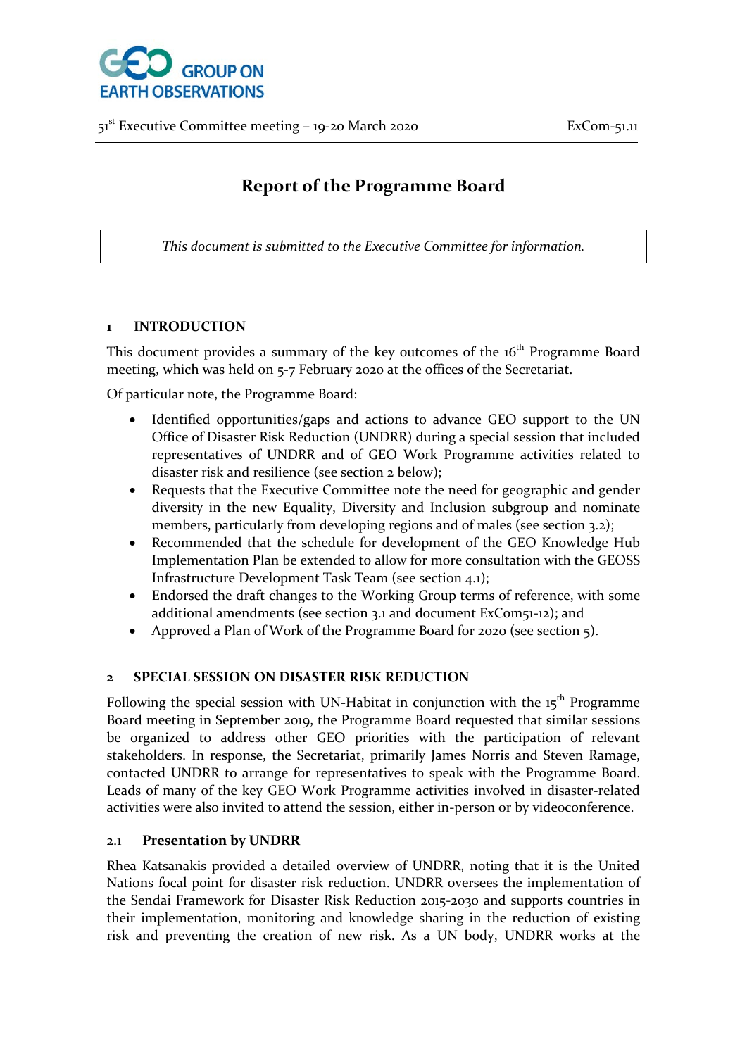GROUP ON EARTH OBSERVATIONS

51st Executive Committee meeting – 19-20 March 2020 ExCom-51.11

# Report of the Programme Board

*This document is submitted to the Executive Committee for information.*

## 1 INTRODUCTION

This document provides a summary of the key outcomes of the 16th Programme Board meeting, which was held on 5-7 February 2020 at the offices of the Secretariat.

Of particular note, the Programme Board:

- Identified opportunities/gaps and actions to advance GEO support to the UN Office of Disaster Risk Reduction (UNDRR) during a special session that included representatives of UNDRR and of GEO Work Programme activities related to disaster risk and resilience (see section 2 below);
- Requests that the Executive Committee note the need for geographic and gender diversity in the new Equality, Diversity and Inclusion subgroup and nominate members, particularly from developing regions and of males (see section 3.2);
- Recommended that the schedule for development of the GEO Knowledge Hub Implementation Plan be extended to allow for more consultation with the GEOSS Infrastructure Development Task Team (see section 4.1);
- Endorsed the draft changes to the Working Group terms of reference, with some additional amendments (see section 3.1 and document ExCom51-12); and
- Approved a Plan of Work of the Programme Board for 2020 (see section 5).

## 2 SPECIAL SESSION ON DISASTER RISK REDUCTION

Following the special session with UN-Habitat in conjunction with the 15th Programme Board meeting in September 2019, the Programme Board requested that similar sessions be organized to address other GEO priorities with the participation of relevant stakeholders. In response, the Secretariat, primarily James Norris and Steven Ramage, contacted UNDRR to arrange for representatives to speak with the Programme Board. Leads of many of the key GEO Work Programme activities involved in disaster-related activities were also invited to attend the session, either in-person or by videoconference.

### 2.1 Presentation by UNDRR

Rhea Katsanakis provided a detailed overview of UNDRR, noting that it is the United Nations focal point for disaster risk reduction. UNDRR oversees the implementation of the Sendai Framework for Disaster Risk Reduction 2015-2030 and supports countries in their implementation, monitoring and knowledge sharing in the reduction of existing risk and preventing the creation of new risk. As a UN body, UNDRR works at the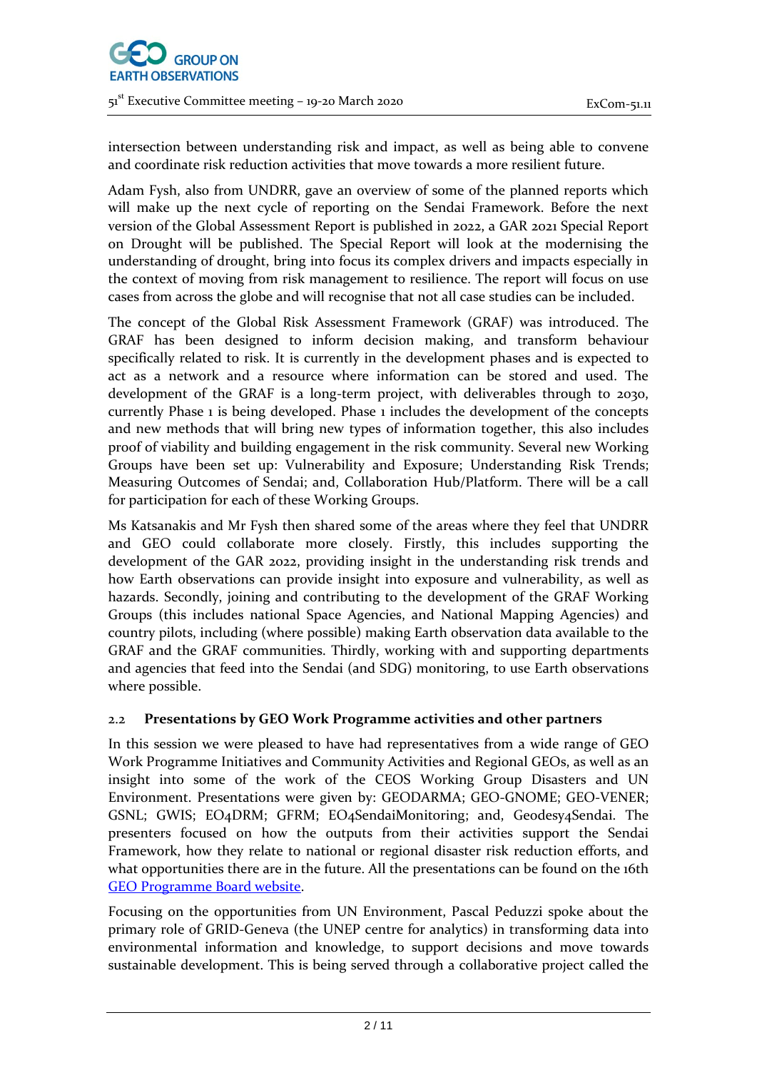intersection between understanding risk and impact, as well as being able to convene and coordinate risk reduction activities that move towards a more resilient future.

Adam Fysh, also from UNDRR, gave an overview of some of the planned reports which will make up the next cycle of reporting on the Sendai Framework. Before the next version of the Global Assessment Report is published in 2022, a GAR 2021 Special Report on Drought will be published. The Special Report will look at the modernising the understanding of drought, bring into focus its complex drivers and impacts especially in the context of moving from risk management to resilience. The report will focus on use cases from across the globe and will recognise that not all case studies can be included.

The concept of the Global Risk Assessment Framework (GRAF) was introduced. The GRAF has been designed to inform decision making, and transform behaviour specifically related to risk. It is currently in the development phases and is expected to act as a network and a resource where information can be stored and used. The development of the GRAF is a long-term project, with deliverables through to 2030, currently Phase 1 is being developed. Phase 1 includes the development of the concepts and new methods that will bring new types of information together, this also includes proof of viability and building engagement in the risk community. Several new Working Groups have been set up: Vulnerability and Exposure; Understanding Risk Trends; Measuring Outcomes of Sendai; and, Collaboration Hub/Platform. There will be a call for participation for each of these Working Groups.

Ms Katsanakis and Mr Fysh then shared some of the areas where they feel that UNDRR and GEO could collaborate more closely. Firstly, this includes supporting the development of the GAR 2022, providing insight in the understanding risk trends and how Earth observations can provide insight into exposure and vulnerability, as well as hazards. Secondly, joining and contributing to the development of the GRAF Working Groups (this includes national Space Agencies, and National Mapping Agencies) and country pilots, including (where possible) making Earth observation data available to the GRAF and the GRAF communities. Thirdly, working with and supporting departments and agencies that feed into the Sendai (and SDG) monitoring, to use Earth observations where possible.

## 2.2 Presentations by GEO Work Programme activities and other partners

In this session we were pleased to have had representatives from a wide range of GEO Work Programme Initiatives and Community Activities and Regional GEOs, as well as an insight into some of the work of the CEOS Working Group Disasters and UN Environment. Presentations were given by: GEODARMA; GEO-GNOME; GEO-VENER; GSNL; GWIS; EO4DRM; GFRM; EO4SendaiMonitoring; and, Geodesy4Sendai. The presenters focused on how the outputs from their activities support the Sendai Framework, how they relate to national or regional disaster risk reduction efforts, and what opportunities there are in the future. All the presentations can be found on the 16th [GEO Programme Board website](GEO Programme Board website).

Focusing on the opportunities from UN Environment, Pascal Peduzzi spoke about the primary role of GRID-Geneva (the UNEP centre for analytics) in transforming data into environmental information and knowledge, to support decisions and move towards sustainable development. This is being served through a collaborative project called the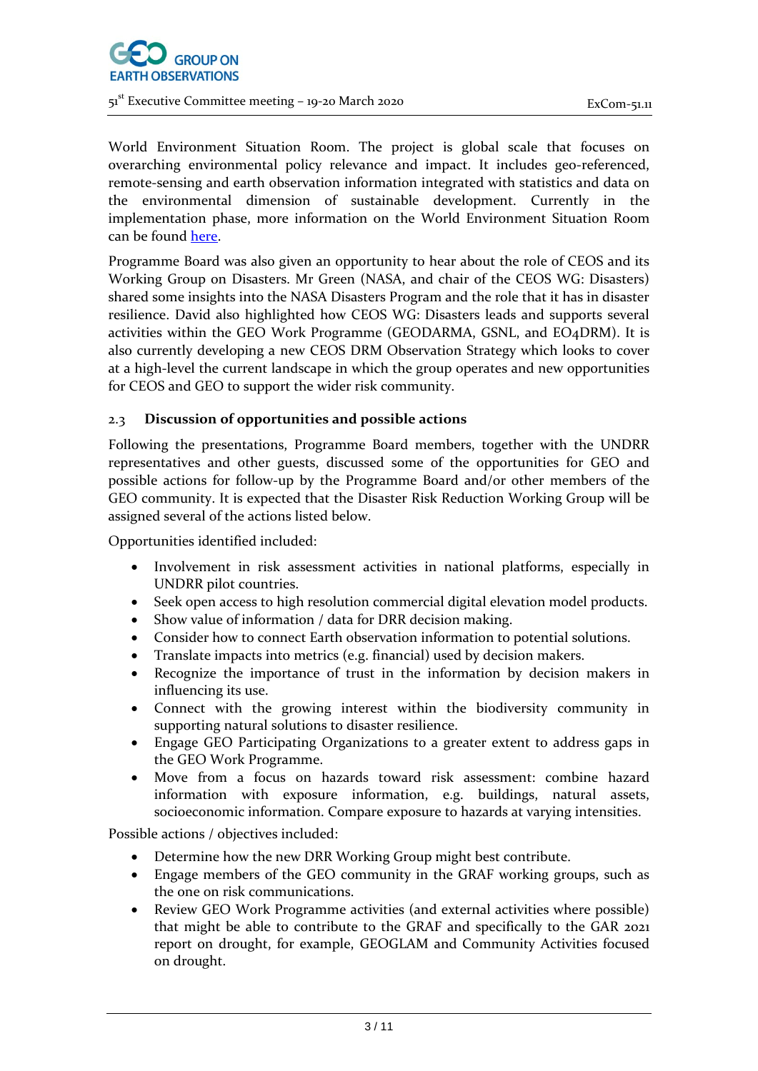World Environment Situation Room. The project is global scale that focuses on overarching environmental policy relevance and impact. It includes geo-referenced, remote-sensing and earth observation information integrated with statistics and data on the environmental dimension of sustainable development. Currently in the implementation phase, more information on the World Environment Situation Room can be found here.

Programme Board was also given an opportunity to hear about the role of CEOS and its Working Group on Disasters. Mr Green (NASA, and chair of the CEOS WG: Disasters) shared some insights into the NASA Disasters Program and the role that it has in disaster resilience. David also highlighted how CEOS WG: Disasters leads and supports several activities within the GEO Work Programme (GEODARMA, GSNL, and EO4DRM). It is also currently developing a new CEOS DRM Observation Strategy which looks to cover at a high-level the current landscape in which the group operates and new opportunities for CEOS and GEO to support the wider risk community.

### 2.3 Discussion of opportunities and possible actions

Following the presentations, Programme Board members, together with the UNDRR representatives and other guests, discussed some of the opportunities for GEO and possible actions for follow-up by the Programme Board and/or other members of the GEO community. It is expected that the Disaster Risk Reduction Working Group will be assigned several of the actions listed below.

Opportunities identified included:

- Involvement in risk assessment activities in national platforms, especially in UNDRR pilot countries.
- Seek open access to high resolution commercial digital elevation model products.
- Show value of information / data for DRR decision making.
- Consider how to connect Earth observation information to potential solutions.
- Translate impacts into metrics (e.g. financial) used by decision makers.
- Recognize the importance of trust in the information by decision makers in influencing its use.
- Connect with the growing interest within the biodiversity community in supporting natural solutions to disaster resilience.
- Engage GEO Participating Organizations to a greater extent to address gaps in the GEO Work Programme.
- Move from a focus on hazards toward risk assessment: combine hazard information with exposure information, e.g. buildings, natural assets, socioeconomic information. Compare exposure to hazards at varying intensities.

Possible actions / objectives included:

- Determine how the new DRR Working Group might best contribute.
- Engage members of the GEO community in the GRAF working groups, such as the one on risk communications.
- Review GEO Work Programme activities (and external activities where possible) that might be able to contribute to the GRAF and specifically to the GAR 2021 report on drought, for example, GEOGLAM and Community Activities focused on drought.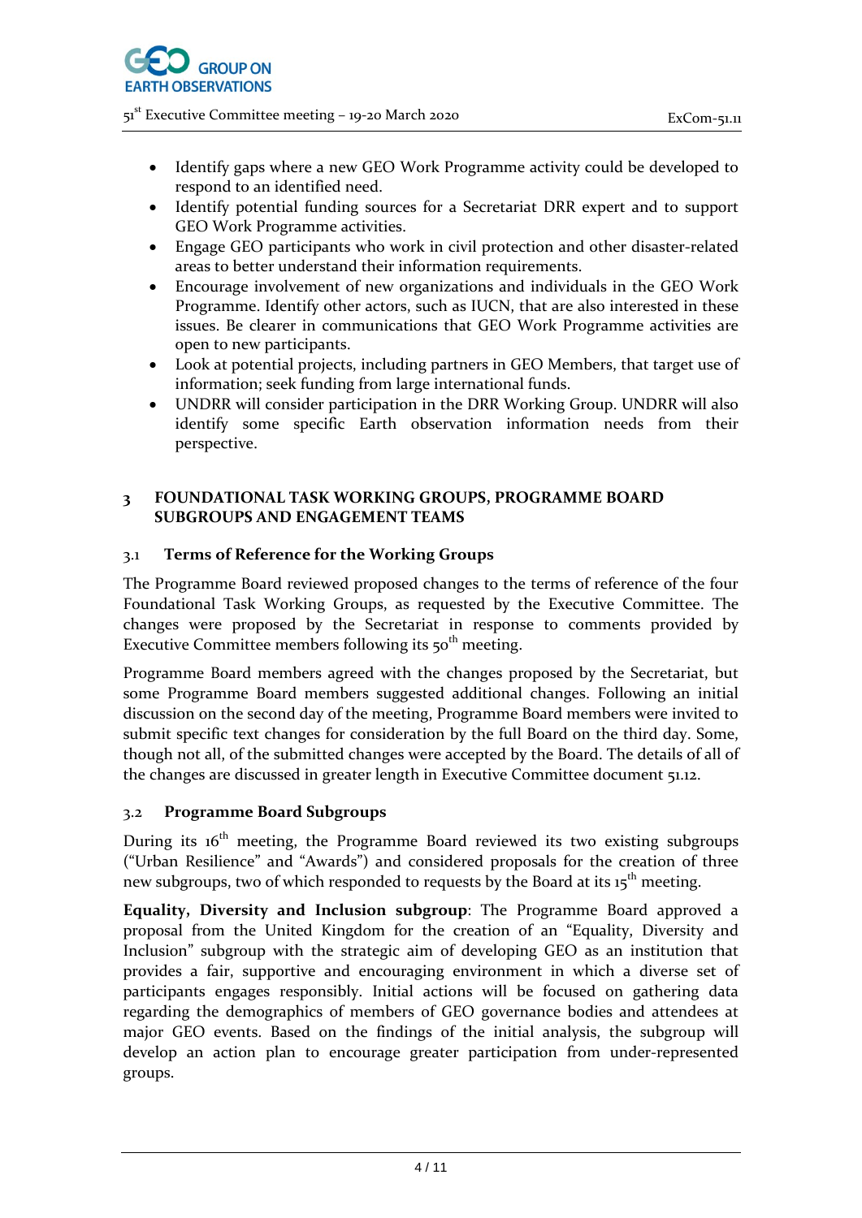- Identify gaps where a new GEO Work Programme activity could be developed to respond to an identified need.
- Identify potential funding sources for a Secretariat DRR expert and to support GEO Work Programme activities.
- Engage GEO participants who work in civil protection and other disaster-related areas to better understand their information requirements.
- Encourage involvement of new organizations and individuals in the GEO Work Programme. Identify other actors, such as IUCN, that are also interested in these issues. Be clearer in communications that GEO Work Programme activities are open to new participants.
- Look at potential projects, including partners in GEO Members, that target use of information; seek funding from large international funds.
- UNDRR will consider participation in the DRR Working Group. UNDRR will also identify some specific Earth observation information needs from their perspective.

## 3 FOUNDATIONAL TASK WORKING GROUPS, PROGRAMME BOARD SUBGROUPS AND ENGAGEMENT TEAMS

### 3.1 Terms of Reference for the Working Groups

The Programme Board reviewed proposed changes to the terms of reference of the four Foundational Task Working Groups, as requested by the Executive Committee. The changes were proposed by the Secretariat in response to comments provided by Executive Committee members following its 50th meeting.

Programme Board members agreed with the changes proposed by the Secretariat, but some Programme Board members suggested additional changes. Following an initial discussion on the second day of the meeting, Programme Board members were invited to submit specific text changes for consideration by the full Board on the third day. Some, though not all, of the submitted changes were accepted by the Board. The details of all of the changes are discussed in greater length in Executive Committee document 51.12.

### 3.2 Programme Board Subgroups

During its 16th meeting, the Programme Board reviewed its two existing subgroups ("Urban Resilience" and "Awards") and considered proposals for the creation of three new subgroups, two of which responded to requests by the Board at its 15th meeting.

**Equality, Diversity and Inclusion subgroup**: The Programme Board approved a proposal from the United Kingdom for the creation of an "Equality, Diversity and Inclusion" subgroup with the strategic aim of developing GEO as an institution that provides a fair, supportive and encouraging environment in which a diverse set of participants engages responsibly. Initial actions will be focused on gathering data regarding the demographics of members of GEO governance bodies and attendees at major GEO events. Based on the findings of the initial analysis, the subgroup will develop an action plan to encourage greater participation from under-represented groups.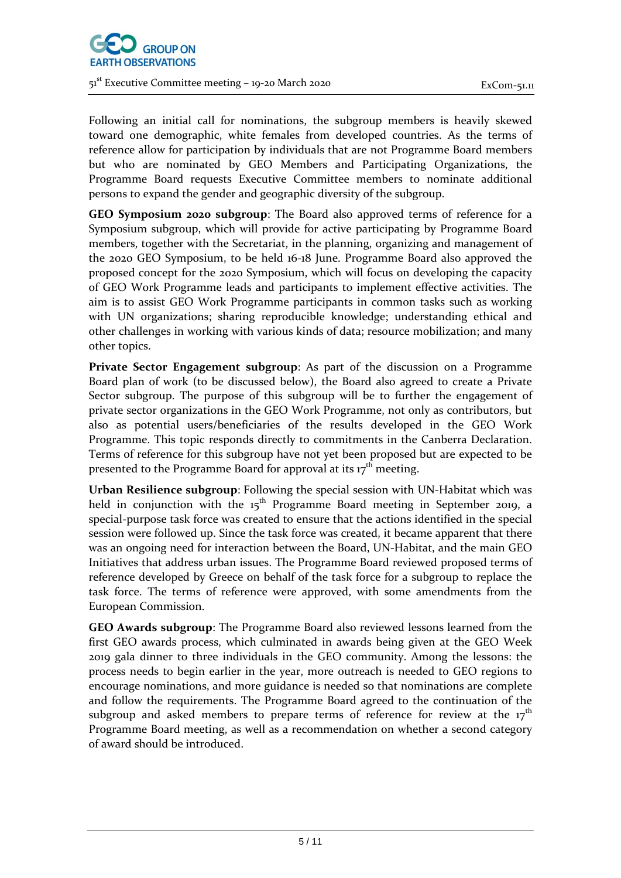Following an initial call for nominations, the subgroup members is heavily skewed toward one demographic, white females from developed countries. As the terms of reference allow for participation by individuals that are not Programme Board members but who are nominated by GEO Members and Participating Organizations, the Programme Board requests Executive Committee members to nominate additional persons to expand the gender and geographic diversity of the subgroup.

**GEO Symposium 2020 subgroup**: The Board also approved terms of reference for a Symposium subgroup, which will provide for active participating by Programme Board members, together with the Secretariat, in the planning, organizing and management of the 2020 GEO Symposium, to be held 16-18 June. Programme Board also approved the proposed concept for the 2020 Symposium, which will focus on developing the capacity of GEO Work Programme leads and participants to implement effective activities. The aim is to assist GEO Work Programme participants in common tasks such as working with UN organizations; sharing reproducible knowledge; understanding ethical and other challenges in working with various kinds of data; resource mobilization; and many other topics.

**Private Sector Engagement subgroup**: As part of the discussion on a Programme Board plan of work (to be discussed below), the Board also agreed to create a Private Sector subgroup. The purpose of this subgroup will be to further the engagement of private sector organizations in the GEO Work Programme, not only as contributors, but also as potential users/beneficiaries of the results developed in the GEO Work Programme. This topic responds directly to commitments in the Canberra Declaration. Terms of reference for this subgroup have not yet been proposed but are expected to be presented to the Programme Board for approval at its 17th meeting.

**Urban Resilience subgroup**: Following the special session with UN-Habitat which was held in conjunction with the 15th Programme Board meeting in September 2019, a special-purpose task force was created to ensure that the actions identified in the special session were followed up. Since the task force was created, it became apparent that there was an ongoing need for interaction between the Board, UN-Habitat, and the main GEO Initiatives that address urban issues. The Programme Board reviewed proposed terms of reference developed by Greece on behalf of the task force for a subgroup to replace the task force. The terms of reference were approved, with some amendments from the European Commission.

**GEO Awards subgroup**: The Programme Board also reviewed lessons learned from the first GEO awards process, which culminated in awards being given at the GEO Week 2019 gala dinner to three individuals in the GEO community. Among the lessons: the process needs to begin earlier in the year, more outreach is needed to GEO regions to encourage nominations, and more guidance is needed so that nominations are complete and follow the requirements. The Programme Board agreed to the continuation of the subgroup and asked members to prepare terms of reference for review at the 17th Programme Board meeting, as well as a recommendation on whether a second category of award should be introduced.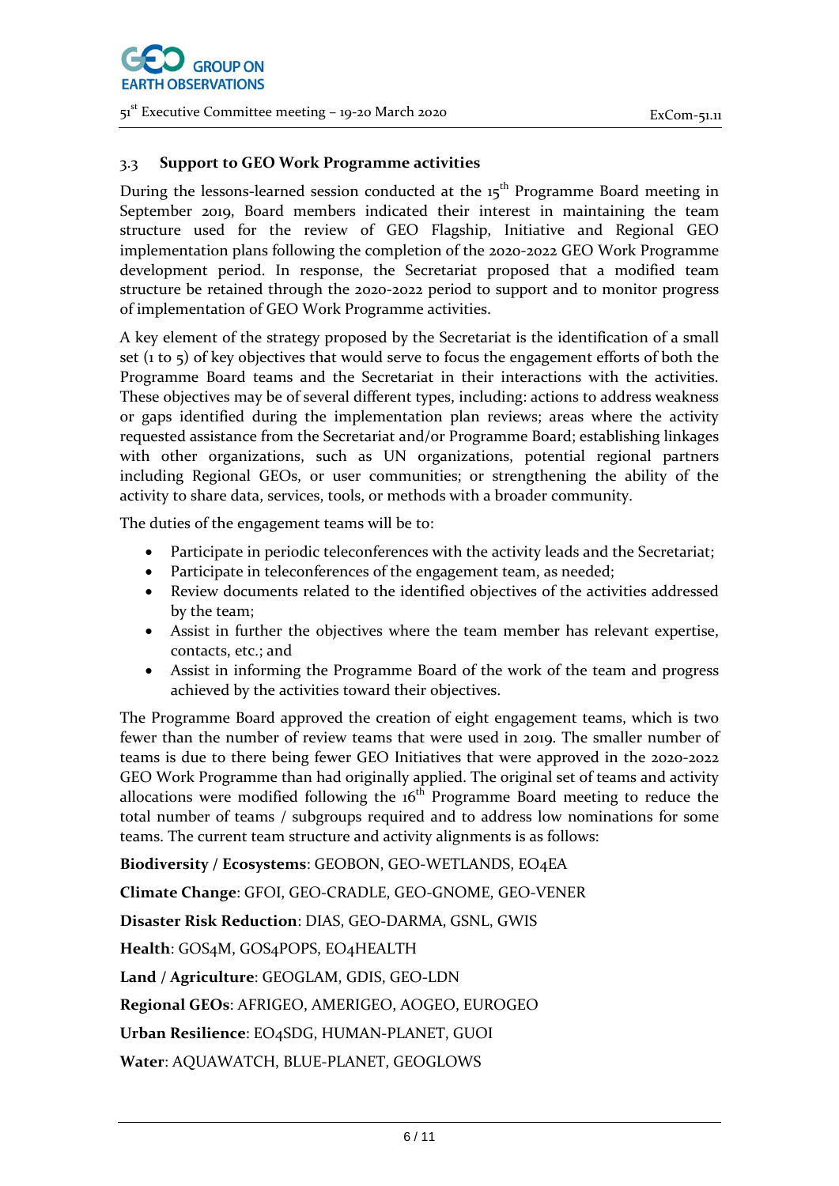### 3.3 Support to GEO Work Programme activities

During the lessons-learned session conducted at the 15th Programme Board meeting in September 2019, Board members indicated their interest in maintaining the team structure used for the review of GEO Flagship, Initiative and Regional GEO implementation plans following the completion of the 2020-2022 GEO Work Programme development period. In response, the Secretariat proposed that a modified team structure be retained through the 2020-2022 period to support and to monitor progress of implementation of GEO Work Programme activities.

A key element of the strategy proposed by the Secretariat is the identification of a small set (1 to 5) of key objectives that would serve to focus the engagement efforts of both the Programme Board teams and the Secretariat in their interactions with the activities. These objectives may be of several different types, including: actions to address weakness or gaps identified during the implementation plan reviews; areas where the activity requested assistance from the Secretariat and/or Programme Board; establishing linkages with other organizations, such as UN organizations, potential regional partners including Regional GEOs, or user communities; or strengthening the ability of the activity to share data, services, tools, or methods with a broader community.

The duties of the engagement teams will be to:

- Participate in periodic teleconferences with the activity leads and the Secretariat;
- Participate in teleconferences of the engagement team, as needed;
- Review documents related to the identified objectives of the activities addressed by the team;
- Assist in further the objectives where the team member has relevant expertise, contacts, etc.; and
- Assist in informing the Programme Board of the work of the team and progress achieved by the activities toward their objectives.

The Programme Board approved the creation of eight engagement teams, which is two fewer than the number of review teams that were used in 2019. The smaller number of teams is due to there being fewer GEO Initiatives that were approved in the 2020-2022 GEO Work Programme than had originally applied. The original set of teams and activity allocations were modified following the 16th Programme Board meeting to reduce the total number of teams / subgroups required and to address low nominations for some teams. The current team structure and activity alignments is as follows:

**Biodiversity / Ecosystems**: GEOBON, GEO-WETLANDS, EO4EA

**Climate Change**: GFOI, GEO-CRADLE, GEO-GNOME, GEO-VENER

**Disaster Risk Reduction**: DIAS, GEO-DARMA, GSNL, GWIS

**Health**: GOS4M, GOS4POPS, EO4HEALTH

**Land / Agriculture**: GEOGLAM, GDIS, GEO-LDN

**Regional GEOs**: AFRIGEO, AMERIGEO, AOGEO, EUROGEO

**Urban Resilience**: EO4SDG, HUMAN-PLANET, GUOI

**Water**: AQUAWATCH, BLUE-PLANET, GEOGLOWS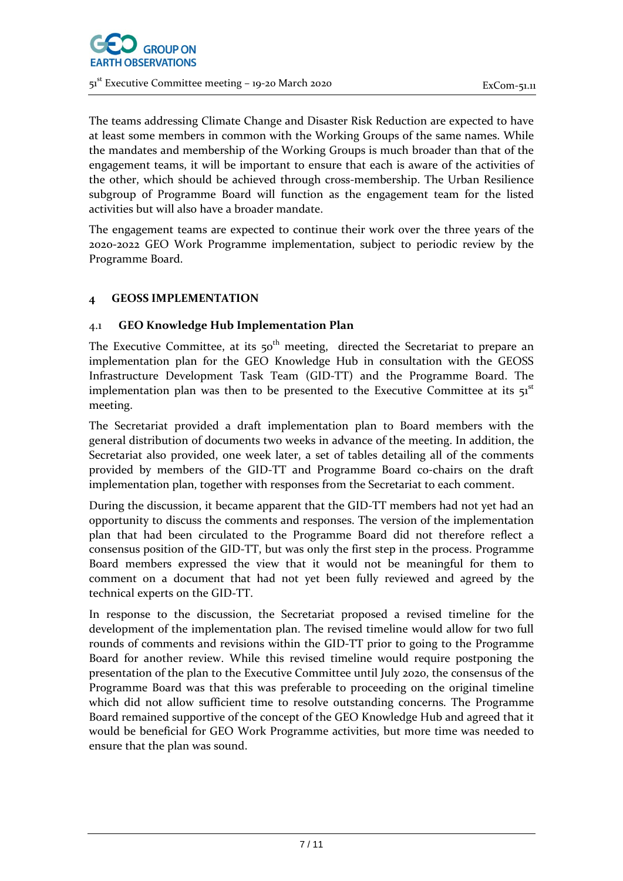The teams addressing Climate Change and Disaster Risk Reduction are expected to have at least some members in common with the Working Groups of the same names. While the mandates and membership of the Working Groups is much broader than that of the engagement teams, it will be important to ensure that each is aware of the activities of the other, which should be achieved through cross-membership. The Urban Resilience subgroup of Programme Board will function as the engagement team for the listed activities but will also have a broader mandate.

The engagement teams are expected to continue their work over the three years of the 2020-2022 GEO Work Programme implementation, subject to periodic review by the Programme Board.

## 4 GEOSS IMPLEMENTATION

### 4.1 GEO Knowledge Hub Implementation Plan

The Executive Committee, at its 50th meeting, directed the Secretariat to prepare an implementation plan for the GEO Knowledge Hub in consultation with the GEOSS Infrastructure Development Task Team (GID-TT) and the Programme Board. The implementation plan was then to be presented to the Executive Committee at its 51st meeting.

The Secretariat provided a draft implementation plan to Board members with the general distribution of documents two weeks in advance of the meeting. In addition, the Secretariat also provided, one week later, a set of tables detailing all of the comments provided by members of the GID-TT and Programme Board co-chairs on the draft implementation plan, together with responses from the Secretariat to each comment.

During the discussion, it became apparent that the GID-TT members had not yet had an opportunity to discuss the comments and responses. The version of the implementation plan that had been circulated to the Programme Board did not therefore reflect a consensus position of the GID-TT, but was only the first step in the process. Programme Board members expressed the view that it would not be meaningful for them to comment on a document that had not yet been fully reviewed and agreed by the technical experts on the GID-TT.

In response to the discussion, the Secretariat proposed a revised timeline for the development of the implementation plan. The revised timeline would allow for two full rounds of comments and revisions within the GID-TT prior to going to the Programme Board for another review. While this revised timeline would require postponing the presentation of the plan to the Executive Committee until July 2020, the consensus of the Programme Board was that this was preferable to proceeding on the original timeline which did not allow sufficient time to resolve outstanding concerns. The Programme Board remained supportive of the concept of the GEO Knowledge Hub and agreed that it would be beneficial for GEO Work Programme activities, but more time was needed to ensure that the plan was sound.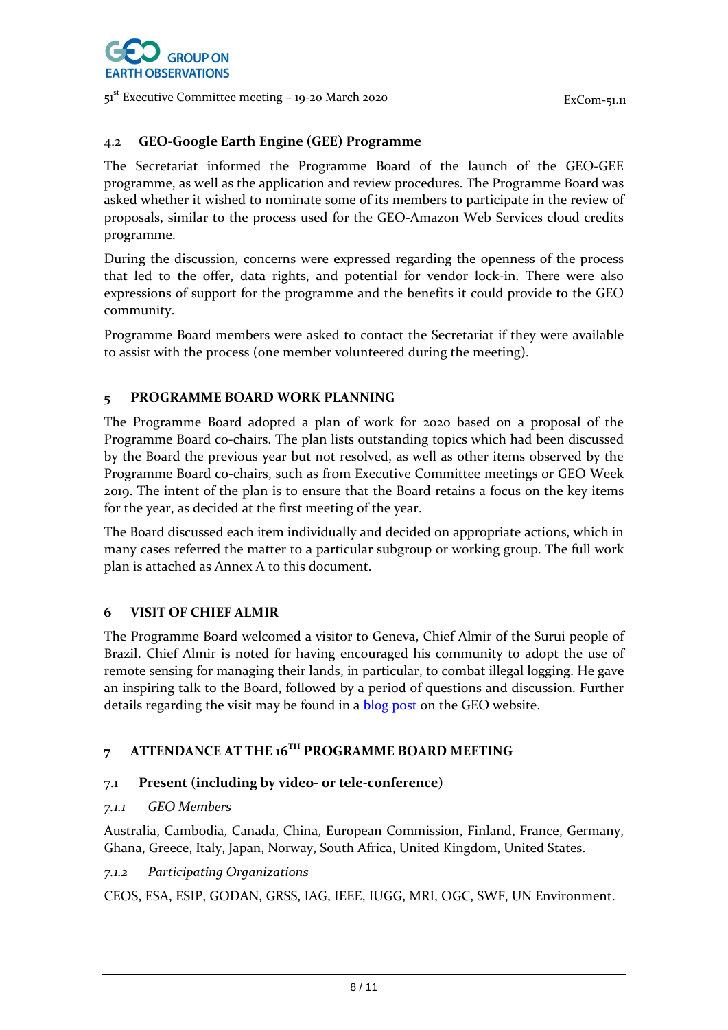### 4.2 GEO-Google Earth Engine (GEE) Programme

The Secretariat informed the Programme Board of the launch of the GEO-GEE programme, as well as the application and review procedures. The Programme Board was asked whether it wished to nominate some of its members to participate in the review of proposals, similar to the process used for the GEO-Amazon Web Services cloud credits programme.

During the discussion, concerns were expressed regarding the openness of the process that led to the offer, data rights, and potential for vendor lock-in. There were also expressions of support for the programme and the benefits it could provide to the GEO community.

Programme Board members were asked to contact the Secretariat if they were available to assist with the process (one member volunteered during the meeting).

## 5 PROGRAMME BOARD WORK PLANNING

The Programme Board adopted a plan of work for 2020 based on a proposal of the Programme Board co-chairs. The plan lists outstanding topics which had been discussed by the Board the previous year but not resolved, as well as other items observed by the Programme Board co-chairs, such as from Executive Committee meetings or GEO Week 2019. The intent of the plan is to ensure that the Board retains a focus on the key items for the year, as decided at the first meeting of the year.

The Board discussed each item individually and decided on appropriate actions, which in many cases referred the matter to a particular subgroup or working group. The full work plan is attached as Annex A to this document.

## 6 VISIT OF CHIEF ALMIR

The Programme Board welcomed a visitor to Geneva, Chief Almir of the Surui people of Brazil. Chief Almir is noted for having encouraged his community to adopt the use of remote sensing for managing their lands, in particular, to combat illegal logging. He gave an inspiring talk to the Board, followed by a period of questions and discussion. Further details regarding the visit may be found in a blog post on the GEO website.

## 7 ATTENDANCE AT THE 16TH PROGRAMME BOARD MEETING

### 7.1 Present (including by video- or tele-conference)

#### *7.1.1 GEO Members*

Australia, Cambodia, Canada, China, European Commission, Finland, France, Germany, Ghana, Greece, Italy, Japan, Norway, South Africa, United Kingdom, United States.

#### *7.1.2 Participating Organizations*

CEOS, ESA, ESIP, GODAN, GRSS, IAG, IEEE, IUGG, MRI, OGC, SWF, UN Environment.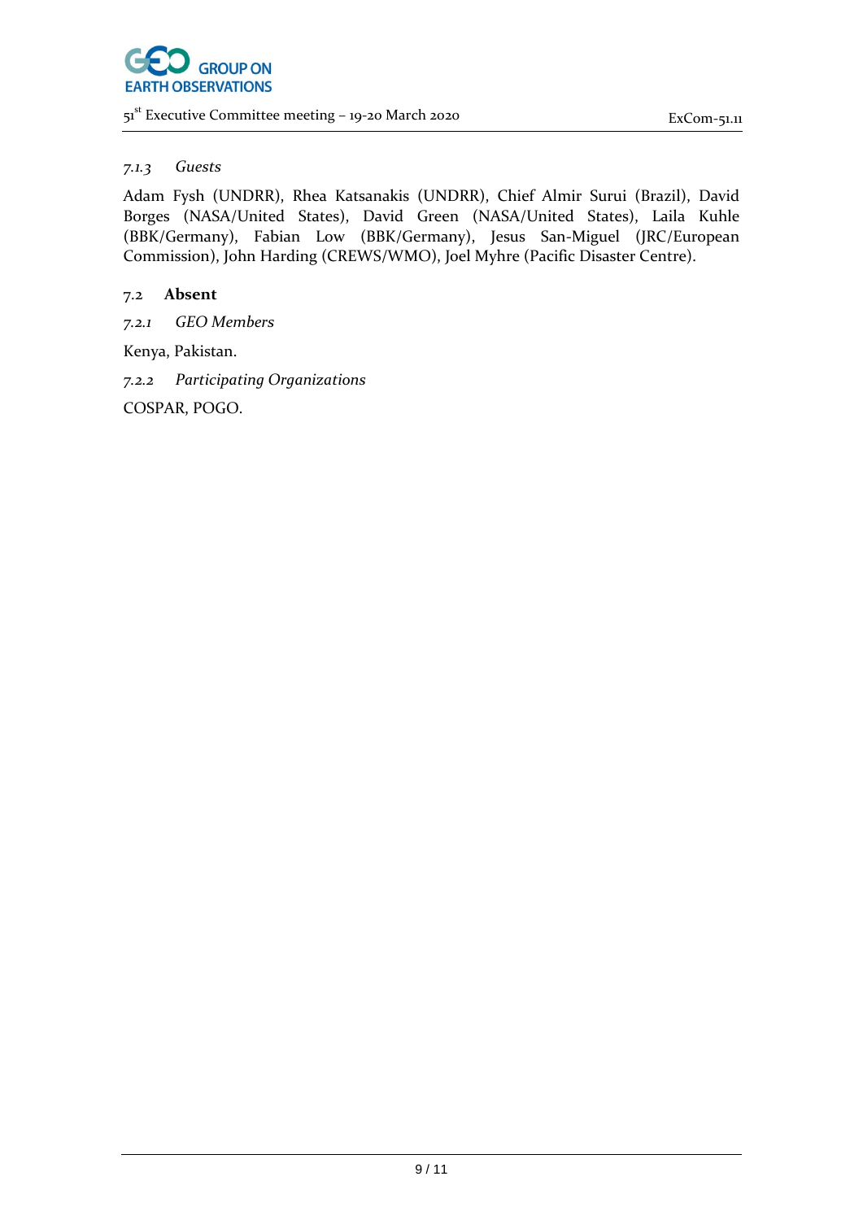#### 7.1.3 *Guests*

Adam Fysh (UNDRR), Rhea Katsanakis (UNDRR), Chief Almir Surui (Brazil), David Borges (NASA/United States), David Green (NASA/United States), Laila Kuhle (BBK/Germany), Fabian Low (BBK/Germany), Jesus San-Miguel (JRC/European Commission), John Harding (CREWS/WMO), Joel Myhre (Pacific Disaster Centre).

### 7.2 **Absent**

#### 7.2.1 *GEO Members*

Kenya, Pakistan.

#### 7.2.2 *Participating Organizations*

COSPAR, POGO.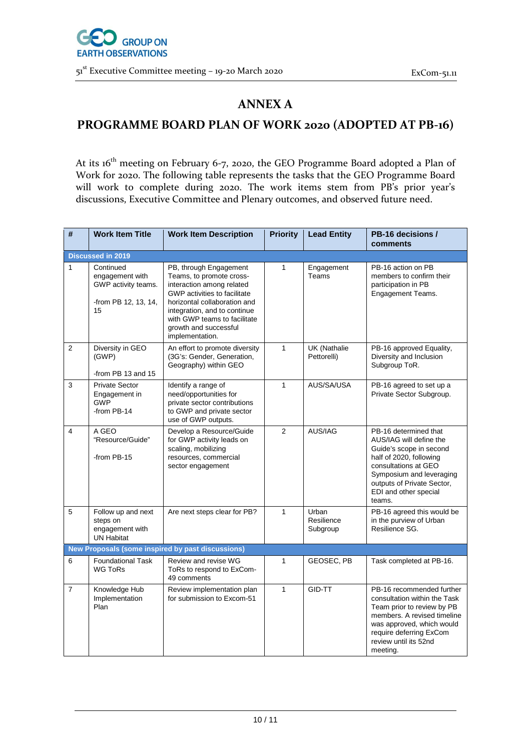# ANNEX A

## PROGRAMME BOARD PLAN OF WORK 2020 (ADOPTED AT PB-16)

At its 16th meeting on February 6-7, 2020, the GEO Programme Board adopted a Plan of Work for 2020. The following table represents the tasks that the GEO Programme Board will work to complete during 2020. The work items stem from PB's prior year's discussions, Executive Committee and Plenary outcomes, and observed future need.

| # | Work Item Title | Work Item Description | Priority | Lead Entity | PB-16 decisions / comments |
|---|---|---|---|---|---|
| **Discussed in 2019** | | | | | |
| 1 | Continued engagement with GWP activity teams.<br><br>-from PB 12, 13, 14, 15 | PB, through Engagement Teams, to promote cross-interaction among related GWP activities to facilitate horizontal collaboration and integration, and to continue with GWP teams to facilitate growth and successful implementation. | 1 | Engagement Teams | PB-16 action on PB members to confirm their participation in PB Engagement Teams. |
| 2 | Diversity in GEO (GWP)<br><br>-from PB 13 and 15 | An effort to promote diversity (3G's: Gender, Generation, Geography) within GEO | 1 | UK (Nathalie Pettorelli) | PB-16 approved Equality, Diversity and Inclusion Subgroup ToR. |
| 3 | Private Sector Engagement in GWP<br>-from PB-14 | Identify a range of need/opportunities for private sector contributions to GWP and private sector use of GWP outputs. | 1 | AUS/SA/USA | PB-16 agreed to set up a Private Sector Subgroup. |
| 4 | A GEO "Resource/Guide"<br><br>-from PB-15 | Develop a Resource/Guide for GWP activity leads on scaling, mobilizing resources, commercial sector engagement | 2 | AUS/IAG | PB-16 determined that AUS/IAG will define the Guide's scope in second half of 2020, following consultations at GEO Symposium and leveraging outputs of Private Sector, EDI and other special teams. |
| 5 | Follow up and next steps on engagement with UN Habitat | Are next steps clear for PB? | 1 | Urban Resilience Subgroup | PB-16 agreed this would be in the purview of Urban Resilience SG. |
| **New Proposals (some inspired by past discussions)** | | | | | |
| 6 | Foundational Task WG ToRs | Review and revise WG ToRs to respond to ExCom-49 comments | 1 | GEOSEC, PB | Task completed at PB-16. |
| 7 | Knowledge Hub Implementation Plan | Review implementation plan for submission to Excom-51 | 1 | GID-TT | PB-16 recommended further consultation within the Task Team prior to review by PB members. A revised timeline was approved, which would require deferring ExCom review until its 52nd meeting. |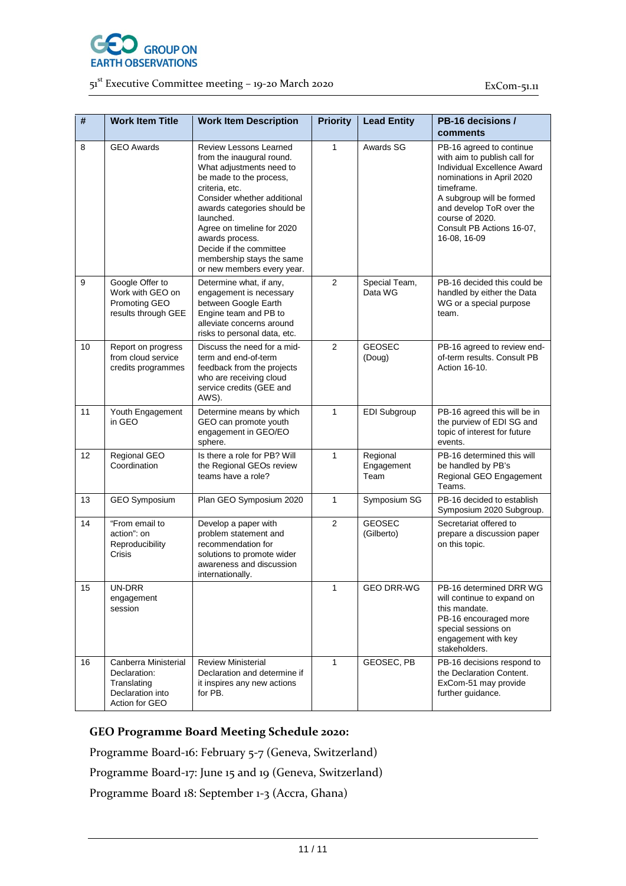| # | Work Item Title | Work Item Description | Priority | Lead Entity | PB-16 decisions / comments |
|---|---|---|---|---|---|
| 8 | GEO Awards | Review Lessons Learned from the inaugural round. What adjustments need to be made to the process, criteria, etc. Consider whether additional awards categories should be launched. Agree on timeline for 2020 awards process. Decide if the committee membership stays the same or new members every year. | 1 | Awards SG | PB-16 agreed to continue with aim to publish call for Individual Excellence Award nominations in April 2020 timeframe. A subgroup will be formed and develop ToR over the course of 2020. Consult PB Actions 16-07, 16-08, 16-09 |
| 9 | Google Offer to Work with GEO on Promoting GEO results through GEE | Determine what, if any, engagement is necessary between Google Earth Engine team and PB to alleviate concerns around risks to personal data, etc. | 2 | Special Team, Data WG | PB-16 decided this could be handled by either the Data WG or a special purpose team. |
| 10 | Report on progress from cloud service credits programmes | Discuss the need for a mid-term and end-of-term feedback from the projects who are receiving cloud service credits (GEE and AWS). | 2 | GEOSEC (Doug) | PB-16 agreed to review end-of-term results. Consult PB Action 16-10. |
| 11 | Youth Engagement in GEO | Determine means by which GEO can promote youth engagement in GEO/EO sphere. | 1 | EDI Subgroup | PB-16 agreed this will be in the purview of EDI SG and topic of interest for future events. |
| 12 | Regional GEO Coordination | Is there a role for PB? Will the Regional GEOs review teams have a role? | 1 | Regional Engagement Team | PB-16 determined this will be handled by PB's Regional GEO Engagement Teams. |
| 13 | GEO Symposium | Plan GEO Symposium 2020 | 1 | Symposium SG | PB-16 decided to establish Symposium 2020 Subgroup. |
| 14 | "From email to action": on Reproducibility Crisis | Develop a paper with problem statement and recommendation for solutions to promote wider awareness and discussion internationally. | 2 | GEOSEC (Gilberto) | Secretariat offered to prepare a discussion paper on this topic. |
| 15 | UN-DRR engagement session | | 1 | GEO DRR-WG | PB-16 determined DRR WG will continue to expand on this mandate. PB-16 encouraged more special sessions on engagement with key stakeholders. |
| 16 | Canberra Ministerial Declaration: Translating Declaration into Action for GEO | Review Ministerial Declaration and determine if it inspires any new actions for PB. | 1 | GEOSEC, PB | PB-16 decisions respond to the Declaration Content. ExCom-51 may provide further guidance. |

**GEO Programme Board Meeting Schedule 2020:**

Programme Board-16: February 5-7 (Geneva, Switzerland)

Programme Board-17: June 15 and 19 (Geneva, Switzerland)

Programme Board 18: September 1-3 (Accra, Ghana)